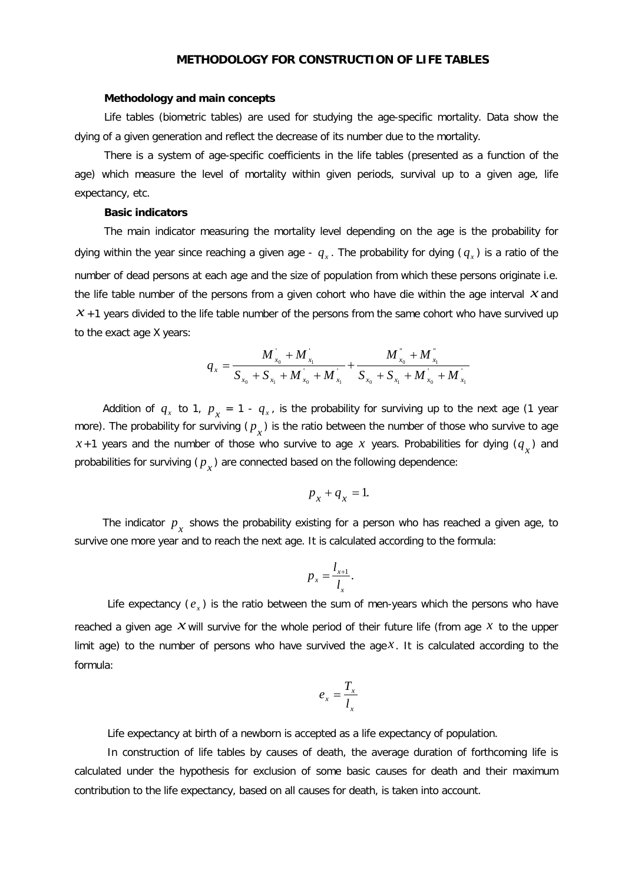# METHODOLOGY FOR CONSTRUCTION OF LIFE TABLES

**Methodology and main concepts**

Life tables (biometric tables) are used for studying the age-specific mortality. Data show the dying of a given generation and reflect the decrease of its number due to the mortality.

There is a system of age-specific coefficients in the life tables (presented as a function of the age) which measure the level of mortality within given periods, survival up to a given age, life expectancy, etc.

**Basic indicators**

The main indicator measuring the mortality level depending on the age is the probability for dying within the year since reaching a given age - $q_x$. The probability for dying ($q_x$) is a ratio of the number of dead persons at each age and the size of population from which these persons originate i.e. the life table number of the persons from a given cohort who have die within the age interval $x$ and $x+1$ years divided to the life table number of the persons from the same cohort who have survived up to the exact age X years:

$$q_x = \frac{M'_{x_0} + M'_{x_1}}{S_{x_0} + S_{x_1} + M'_{x_0} + M'_{x_1}} + \frac{M''_{x_0} + M''_{x_1}}{S_{x_0} + S_{x_1} + M'_{x_0} + M'_{x_1}}$$

Addition of $q_x$ to 1, $p_x$ = 1 - $q_x$, is the probability for surviving up to the next age (1 year more). The probability for surviving ($p_x$) is the ratio between the number of those who survive to age $x+1$ years and the number of those who survive to age $x$ years. Probabilities for dying ($q_x$) and probabilities for surviving ($p_x$) are connected based on the following dependence:

$$p_x + q_x = 1.$$

The indicator $p_x$ shows the probability existing for a person who has reached a given age, to survive one more year and to reach the next age. It is calculated according to the formula:

$$p_x = \frac{l_{x+1}}{l_x}.$$

Life expectancy ($e_x$) is the ratio between the sum of men-years which the persons who have reached a given age $x$ will survive for the whole period of their future life (from age $x$ to the upper limit age) to the number of persons who have survived the age $x$. It is calculated according to the formula:

$$e_x = \frac{T_x}{l_x}$$

Life expectancy at birth of a newborn is accepted as a life expectancy of population.

In construction of life tables by causes of death, the average duration of forthcoming life is calculated under the hypothesis for exclusion of some basic causes for death and their maximum contribution to the life expectancy, based on all causes for death, is taken into account.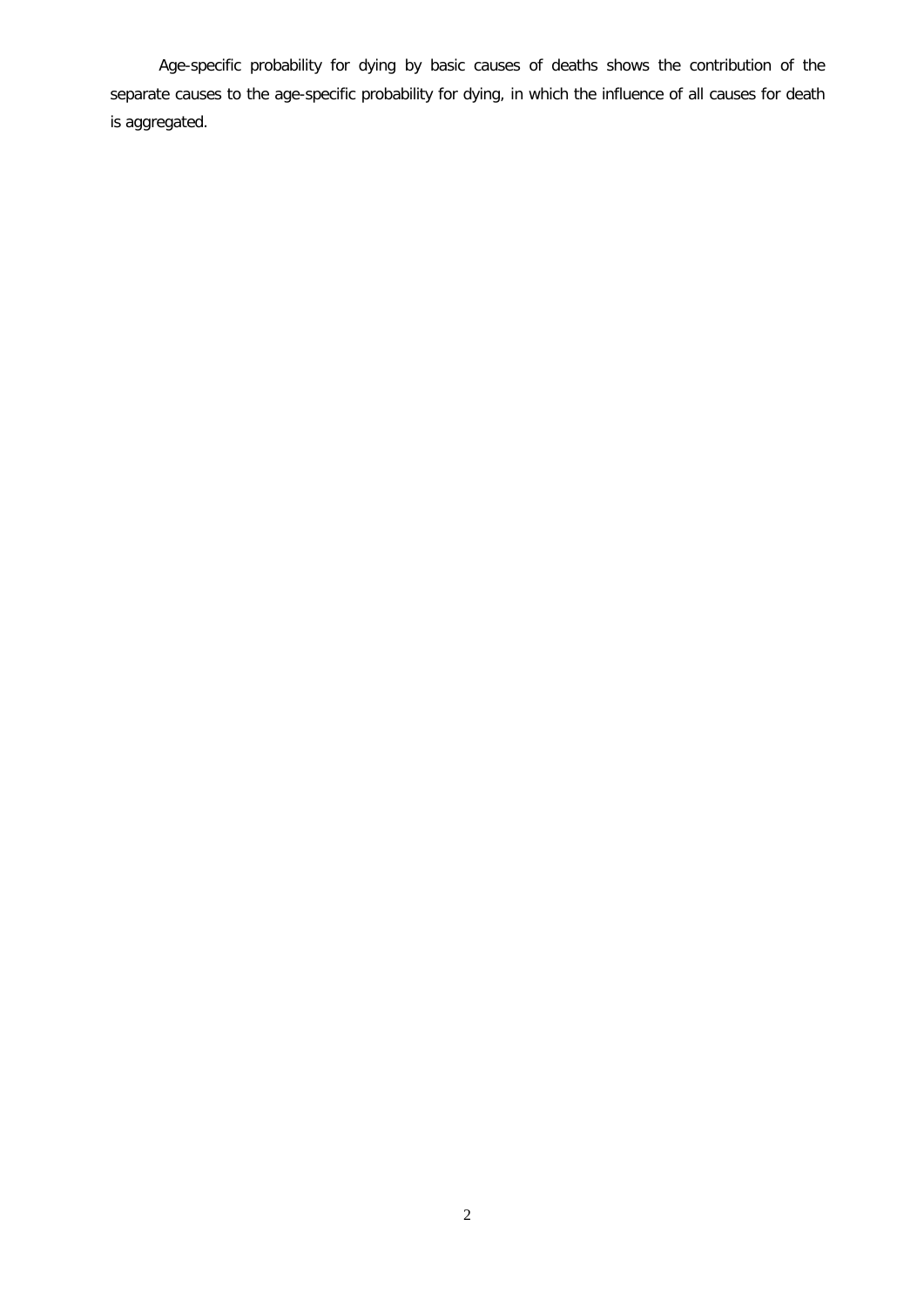Age-specific probability for dying by basic causes of deaths shows the contribution of the separate causes to the age-specific probability for dying, in which the influence of all causes for death is aggregated.